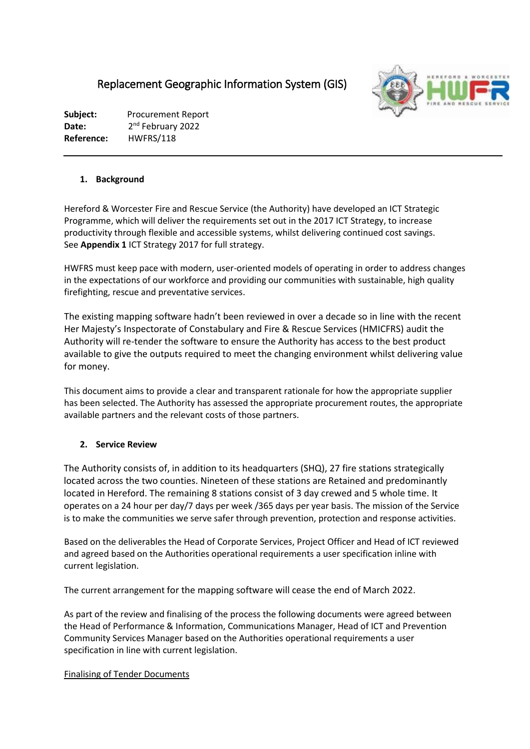# Replacement Geographic Information System (GIS)

**Subject:** Procurement Report
**Date:** 2nd February 2022
**Reference:** HWFRS/118

---

## 1. Background

Hereford & Worcester Fire and Rescue Service (the Authority) have developed an ICT Strategic Programme, which will deliver the requirements set out in the 2017 ICT Strategy, to increase productivity through flexible and accessible systems, whilst delivering continued cost savings. See **Appendix 1** ICT Strategy 2017 for full strategy.

HWFRS must keep pace with modern, user-oriented models of operating in order to address changes in the expectations of our workforce and providing our communities with sustainable, high quality firefighting, rescue and preventative services.

The existing mapping software hadn't been reviewed in over a decade so in line with the recent Her Majesty's Inspectorate of Constabulary and Fire & Rescue Services (HMICFRS) audit the Authority will re-tender the software to ensure the Authority has access to the best product available to give the outputs required to meet the changing environment whilst delivering value for money.

This document aims to provide a clear and transparent rationale for how the appropriate supplier has been selected. The Authority has assessed the appropriate procurement routes, the appropriate available partners and the relevant costs of those partners.

## 2. Service Review

The Authority consists of, in addition to its headquarters (SHQ), 27 fire stations strategically located across the two counties. Nineteen of these stations are Retained and predominantly located in Hereford. The remaining 8 stations consist of 3 day crewed and 5 whole time. It operates on a 24 hour per day/7 days per week /365 days per year basis. The mission of the Service is to make the communities we serve safer through prevention, protection and response activities.

Based on the deliverables the Head of Corporate Services, Project Officer and Head of ICT reviewed and agreed based on the Authorities operational requirements a user specification inline with current legislation.

The current arrangement for the mapping software will cease the end of March 2022.

As part of the review and finalising of the process the following documents were agreed between the Head of Performance & Information, Communications Manager, Head of ICT and Prevention Community Services Manager based on the Authorities operational requirements a user specification in line with current legislation.

<u>Finalising of Tender Documents</u>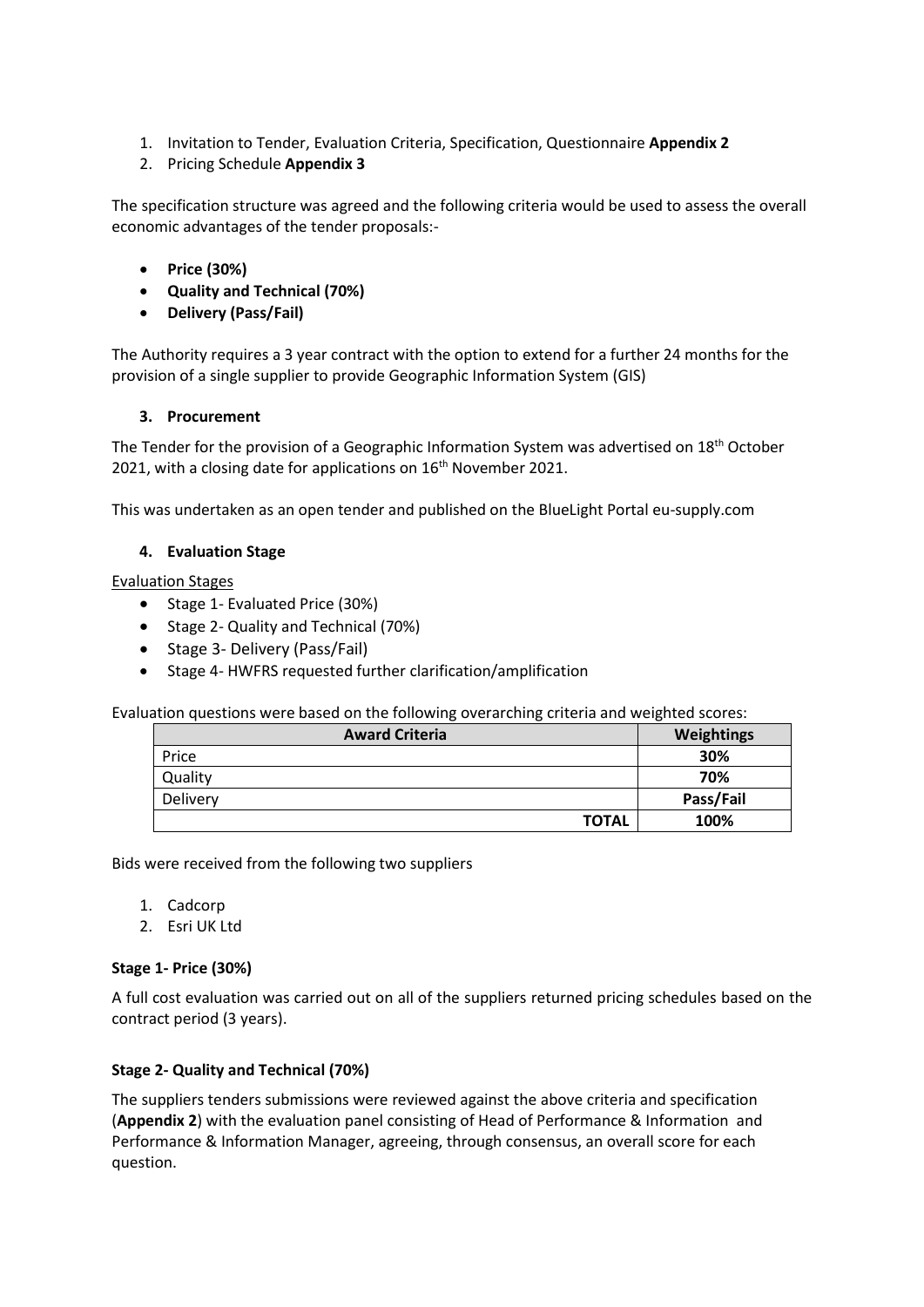1. Invitation to Tender, Evaluation Criteria, Specification, Questionnaire **Appendix 2**
2. Pricing Schedule **Appendix 3**

The specification structure was agreed and the following criteria would be used to assess the overall economic advantages of the tender proposals:-

- **Price (30%)**
- **Quality and Technical (70%)**
- **Delivery (Pass/Fail)**

The Authority requires a 3 year contract with the option to extend for a further 24 months for the provision of a single supplier to provide Geographic Information System (GIS)

### 3. Procurement

The Tender for the provision of a Geographic Information System was advertised on 18th October 2021, with a closing date for applications on 16th November 2021.

This was undertaken as an open tender and published on the BlueLight Portal eu-supply.com

### 4. Evaluation Stage

Evaluation Stages

- Stage 1- Evaluated Price (30%)
- Stage 2- Quality and Technical (70%)
- Stage 3- Delivery (Pass/Fail)
- Stage 4- HWFRS requested further clarification/amplification

Evaluation questions were based on the following overarching criteria and weighted scores:

| Award Criteria | Weightings |
|---|---|
| Price | **30%** |
| Quality | **70%** |
| Delivery | **Pass/Fail** |
| **TOTAL** | **100%** |

Bids were received from the following two suppliers

1. Cadcorp
2. Esri UK Ltd

**Stage 1- Price (30%)**

A full cost evaluation was carried out on all of the suppliers returned pricing schedules based on the contract period (3 years).

**Stage 2- Quality and Technical (70%)**

The suppliers tenders submissions were reviewed against the above criteria and specification (**Appendix 2**) with the evaluation panel consisting of Head of Performance & Information and Performance & Information Manager, agreeing, through consensus, an overall score for each question.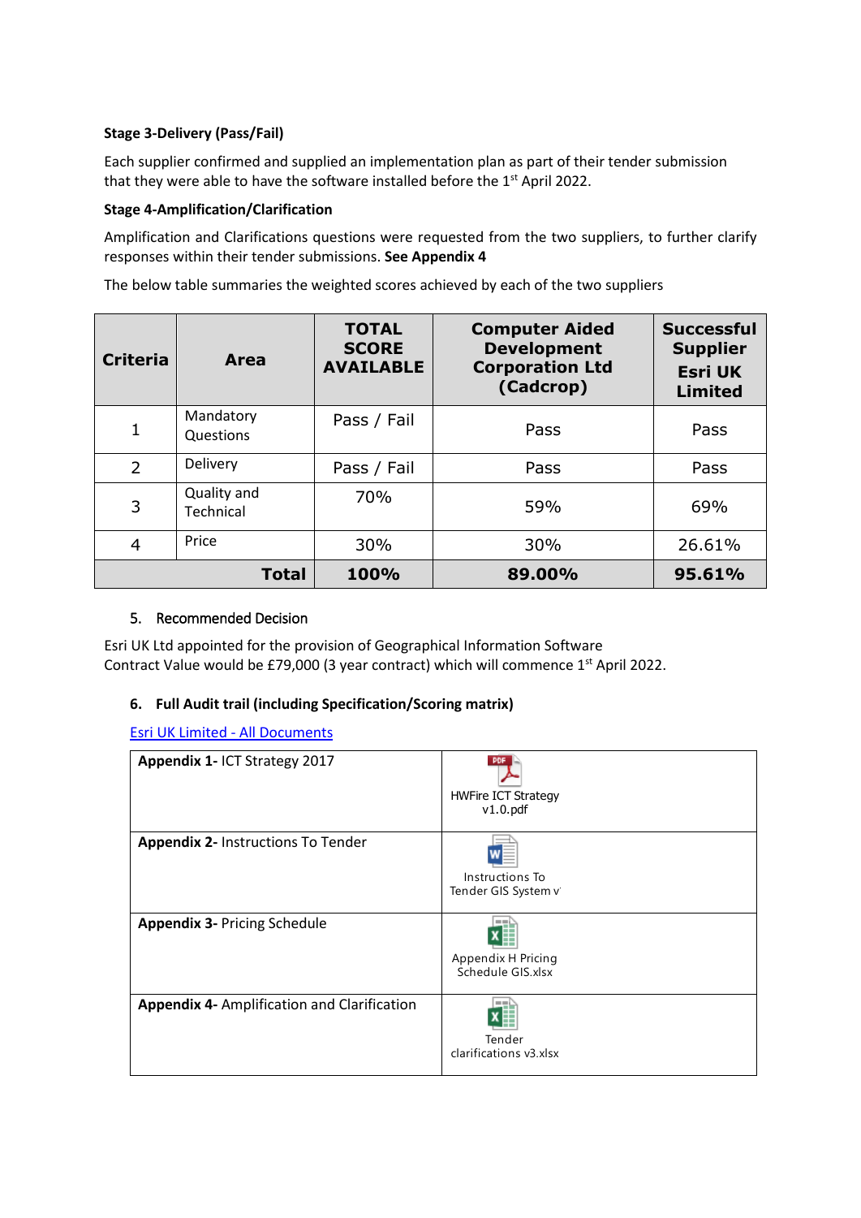**Stage 3-Delivery (Pass/Fail)**

Each supplier confirmed and supplied an implementation plan as part of their tender submission that they were able to have the software installed before the 1st April 2022.

**Stage 4-Amplification/Clarification**

Amplification and Clarifications questions were requested from the two suppliers, to further clarify responses within their tender submissions. **See Appendix 4**

The below table summaries the weighted scores achieved by each of the two suppliers

| Criteria | Area | TOTAL SCORE AVAILABLE | Computer Aided Development Corporation Ltd (Cadcrop) | Successful Supplier Esri UK Limited |
|---|---|---|---|---|
| 1 | Mandatory Questions | Pass / Fail | Pass | Pass |
| 2 | Delivery | Pass / Fail | Pass | Pass |
| 3 | Quality and Technical | 70% | 59% | 69% |
| 4 | Price | 30% | 30% | 26.61% |
| | **Total** | **100%** | **89.00%** | **95.61%** |

5. Recommended Decision

Esri UK Ltd appointed for the provision of Geographical Information Software
Contract Value would be £79,000 (3 year contract) which will commence 1st April 2022.

**6. Full Audit trail (including Specification/Scoring matrix)**

Esri UK Limited - All Documents

| | |
|---|---|
| **Appendix 1-** ICT Strategy 2017 | HWFire ICT Strategy v1.0.pdf |
| **Appendix 2-** Instructions To Tender | Instructions To Tender GIS System v |
| **Appendix 3-** Pricing Schedule | Appendix H Pricing Schedule GIS.xlsx |
| **Appendix 4-** Amplification and Clarification | Tender clarifications v3.xlsx |